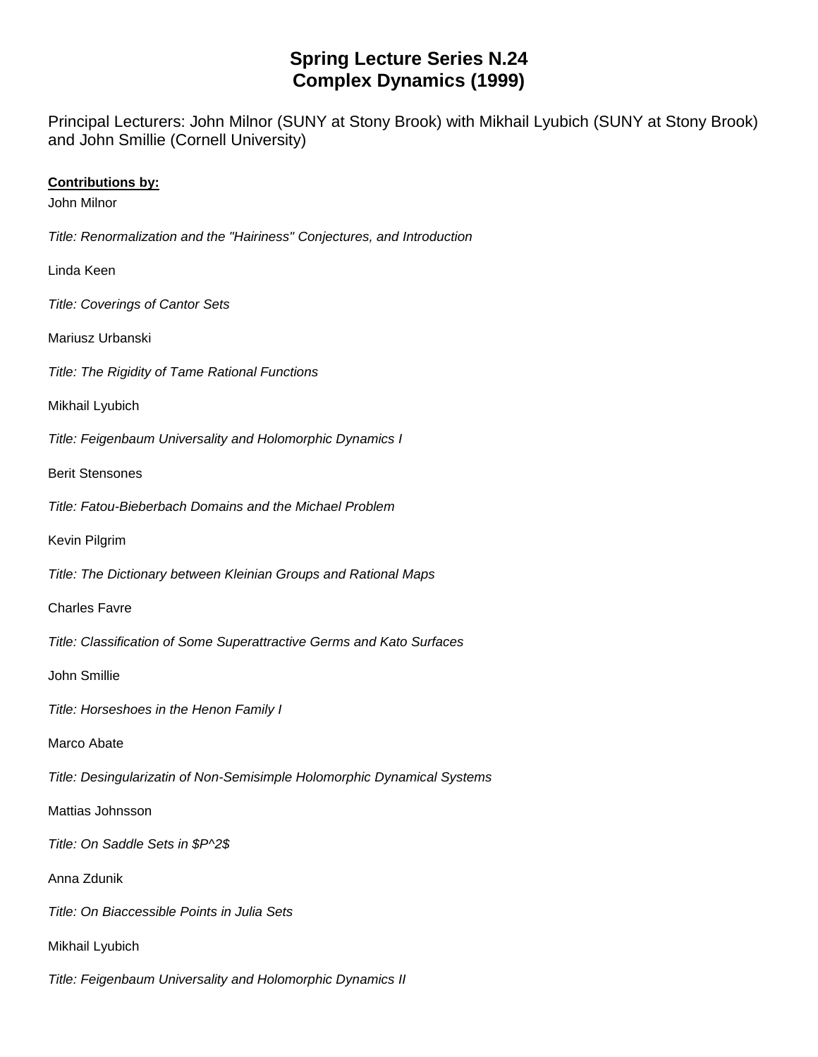# Spring Lecture Series N.24
# Complex Dynamics (1999)

Principal Lecturers: John Milnor (SUNY at Stony Brook) with Mikhail Lyubich (SUNY at Stony Brook) and John Smillie (Cornell University)

**Contributions by:**

John Milnor

*Title: Renormalization and the "Hairiness" Conjectures, and Introduction*

Linda Keen

*Title: Coverings of Cantor Sets*

Mariusz Urbanski

*Title: The Rigidity of Tame Rational Functions*

Mikhail Lyubich

*Title: Feigenbaum Universality and Holomorphic Dynamics I*

Berit Stensones

*Title: Fatou-Bieberbach Domains and the Michael Problem*

Kevin Pilgrim

*Title: The Dictionary between Kleinian Groups and Rational Maps*

Charles Favre

*Title: Classification of Some Superattractive Germs and Kato Surfaces*

John Smillie

*Title: Horseshoes in the Henon Family I*

Marco Abate

*Title: Desingularizatin of Non-Semisimple Holomorphic Dynamical Systems*

Mattias Johnsson

*Title: On Saddle Sets in $P^2$*

Anna Zdunik

*Title: On Biaccessible Points in Julia Sets*

Mikhail Lyubich

*Title: Feigenbaum Universality and Holomorphic Dynamics II*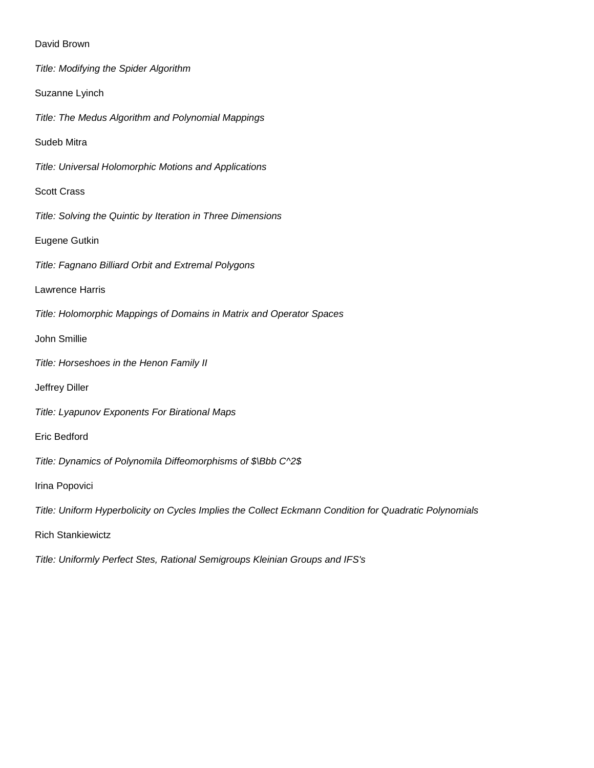David Brown

*Title: Modifying the Spider Algorithm*

Suzanne Lyinch

*Title: The Medus Algorithm and Polynomial Mappings*

Sudeb Mitra

*Title: Universal Holomorphic Motions and Applications*

Scott Crass

*Title: Solving the Quintic by Iteration in Three Dimensions*

Eugene Gutkin

*Title: Fagnano Billiard Orbit and Extremal Polygons*

Lawrence Harris

*Title: Holomorphic Mappings of Domains in Matrix and Operator Spaces*

John Smillie

*Title: Horseshoes in the Henon Family II*

Jeffrey Diller

*Title: Lyapunov Exponents For Birational Maps*

Eric Bedford

*Title: Dynamics of Polynomila Diffeomorphisms of $\Bbb C^2$*

Irina Popovici

*Title: Uniform Hyperbolicity on Cycles Implies the Collect Eckmann Condition for Quadratic Polynomials*

Rich Stankiewictz

*Title: Uniformly Perfect Stes, Rational Semigroups Kleinian Groups and IFS's*